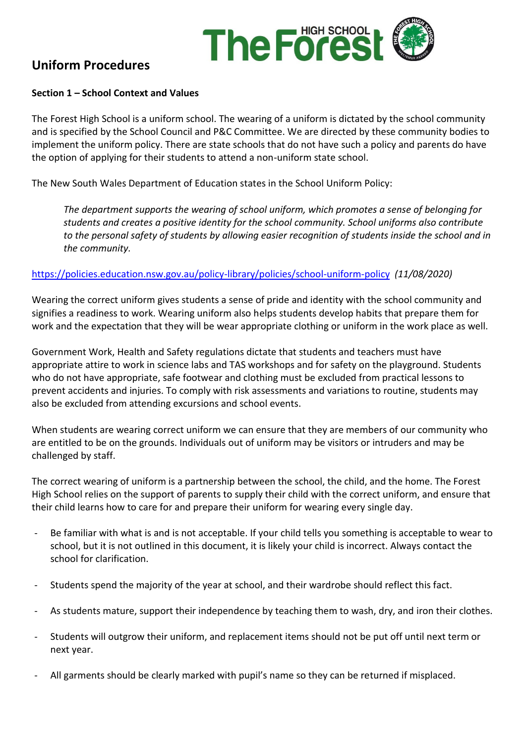# Uniform Procedures

**Section 1 – School Context and Values**

The Forest High School is a uniform school. The wearing of a uniform is dictated by the school community and is specified by the School Council and P&C Committee. We are directed by these community bodies to implement the uniform policy. There are state schools that do not have such a policy and parents do have the option of applying for their students to attend a non-uniform state school.

The New South Wales Department of Education states in the School Uniform Policy:

> *The department supports the wearing of school uniform, which promotes a sense of belonging for students and creates a positive identity for the school community. School uniforms also contribute to the personal safety of students by allowing easier recognition of students inside the school and in the community.*

https://policies.education.nsw.gov.au/policy-library/policies/school-uniform-policy *(11/08/2020)*

Wearing the correct uniform gives students a sense of pride and identity with the school community and signifies a readiness to work. Wearing uniform also helps students develop habits that prepare them for work and the expectation that they will be wear appropriate clothing or uniform in the work place as well.

Government Work, Health and Safety regulations dictate that students and teachers must have appropriate attire to work in science labs and TAS workshops and for safety on the playground. Students who do not have appropriate, safe footwear and clothing must be excluded from practical lessons to prevent accidents and injuries. To comply with risk assessments and variations to routine, students may also be excluded from attending excursions and school events.

When students are wearing correct uniform we can ensure that they are members of our community who are entitled to be on the grounds. Individuals out of uniform may be visitors or intruders and may be challenged by staff.

The correct wearing of uniform is a partnership between the school, the child, and the home. The Forest High School relies on the support of parents to supply their child with the correct uniform, and ensure that their child learns how to care for and prepare their uniform for wearing every single day.

- Be familiar with what is and is not acceptable. If your child tells you something is acceptable to wear to school, but it is not outlined in this document, it is likely your child is incorrect. Always contact the school for clarification.
- Students spend the majority of the year at school, and their wardrobe should reflect this fact.
- As students mature, support their independence by teaching them to wash, dry, and iron their clothes.
- Students will outgrow their uniform, and replacement items should not be put off until next term or next year.
- All garments should be clearly marked with pupil's name so they can be returned if misplaced.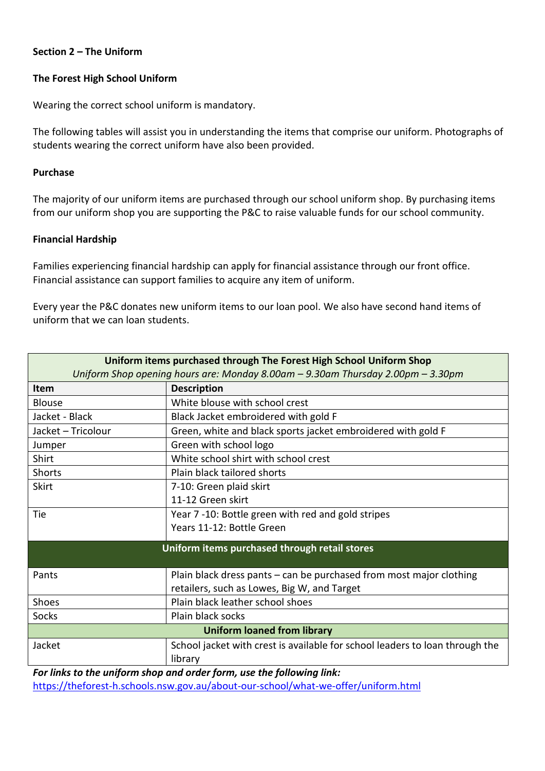**Section 2 – The Uniform**

**The Forest High School Uniform**

Wearing the correct school uniform is mandatory.

The following tables will assist you in understanding the items that comprise our uniform. Photographs of students wearing the correct uniform have also been provided.

**Purchase**

The majority of our uniform items are purchased through our school uniform shop. By purchasing items from our uniform shop you are supporting the P&C to raise valuable funds for our school community.

**Financial Hardship**

Families experiencing financial hardship can apply for financial assistance through our front office. Financial assistance can support families to acquire any item of uniform.

Every year the P&C donates new uniform items to our loan pool. We also have second hand items of uniform that we can loan students.

| **Uniform items purchased through The Forest High School Uniform Shop** *Uniform Shop opening hours are: Monday 8.00am – 9.30am Thursday 2.00pm – 3.30pm* | |
|---|---|
| **Item** | **Description** |
| Blouse | White blouse with school crest |
| Jacket - Black | Black Jacket embroidered with gold F |
| Jacket – Tricolour | Green, white and black sports jacket embroidered with gold F |
| Jumper | Green with school logo |
| Shirt | White school shirt with school crest |
| Shorts | Plain black tailored shorts |
| Skirt | 7-10: Green plaid skirt<br>11-12 Green skirt |
| Tie | Year 7 -10: Bottle green with red and gold stripes<br>Years 11-12: Bottle Green |
| **Uniform items purchased through retail stores** | |
| Pants | Plain black dress pants – can be purchased from most major clothing retailers, such as Lowes, Big W, and Target |
| Shoes | Plain black leather school shoes |
| Socks | Plain black socks |
| **Uniform loaned from library** | |
| Jacket | School jacket with crest is available for school leaders to loan through the library |

***For links to the uniform shop and order form, use the following link:***
https://theforest-h.schools.nsw.gov.au/about-our-school/what-we-offer/uniform.html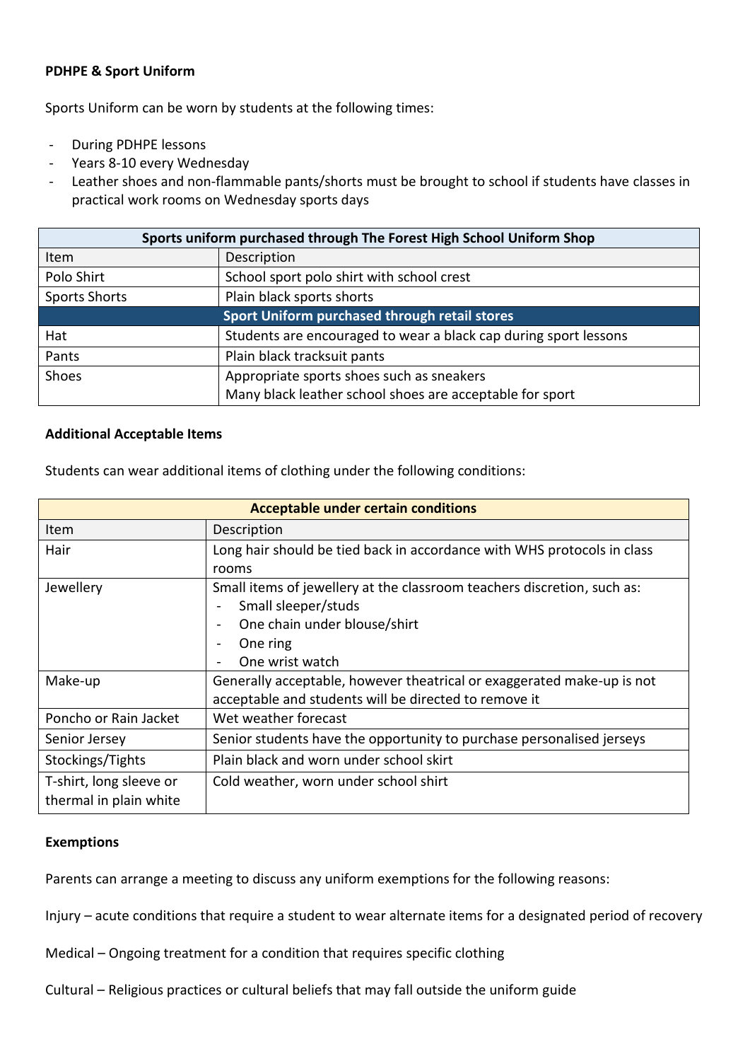**PDHPE & Sport Uniform**

Sports Uniform can be worn by students at the following times:

- During PDHPE lessons
- Years 8-10 every Wednesday
- Leather shoes and non-flammable pants/shorts must be brought to school if students have classes in practical work rooms on Wednesday sports days

| Sports uniform purchased through The Forest High School Uniform Shop | |
|---|---|
| Item | Description |
| Polo Shirt | School sport polo shirt with school crest |
| Sports Shorts | Plain black sports shorts |
| **Sport Uniform purchased through retail stores** | |
| Hat | Students are encouraged to wear a black cap during sport lessons |
| Pants | Plain black tracksuit pants |
| Shoes | Appropriate sports shoes such as sneakers<br>Many black leather school shoes are acceptable for sport |

**Additional Acceptable Items**

Students can wear additional items of clothing under the following conditions:

| Acceptable under certain conditions | |
|---|---|
| Item | Description |
| Hair | Long hair should be tied back in accordance with WHS protocols in class rooms |
| Jewellery | Small items of jewellery at the classroom teachers discretion, such as:<br>- Small sleeper/studs<br>- One chain under blouse/shirt<br>- One ring<br>- One wrist watch |
| Make-up | Generally acceptable, however theatrical or exaggerated make-up is not acceptable and students will be directed to remove it |
| Poncho or Rain Jacket | Wet weather forecast |
| Senior Jersey | Senior students have the opportunity to purchase personalised jerseys |
| Stockings/Tights | Plain black and worn under school skirt |
| T-shirt, long sleeve or thermal in plain white | Cold weather, worn under school shirt |

**Exemptions**

Parents can arrange a meeting to discuss any uniform exemptions for the following reasons:

Injury – acute conditions that require a student to wear alternate items for a designated period of recovery

Medical – Ongoing treatment for a condition that requires specific clothing

Cultural – Religious practices or cultural beliefs that may fall outside the uniform guide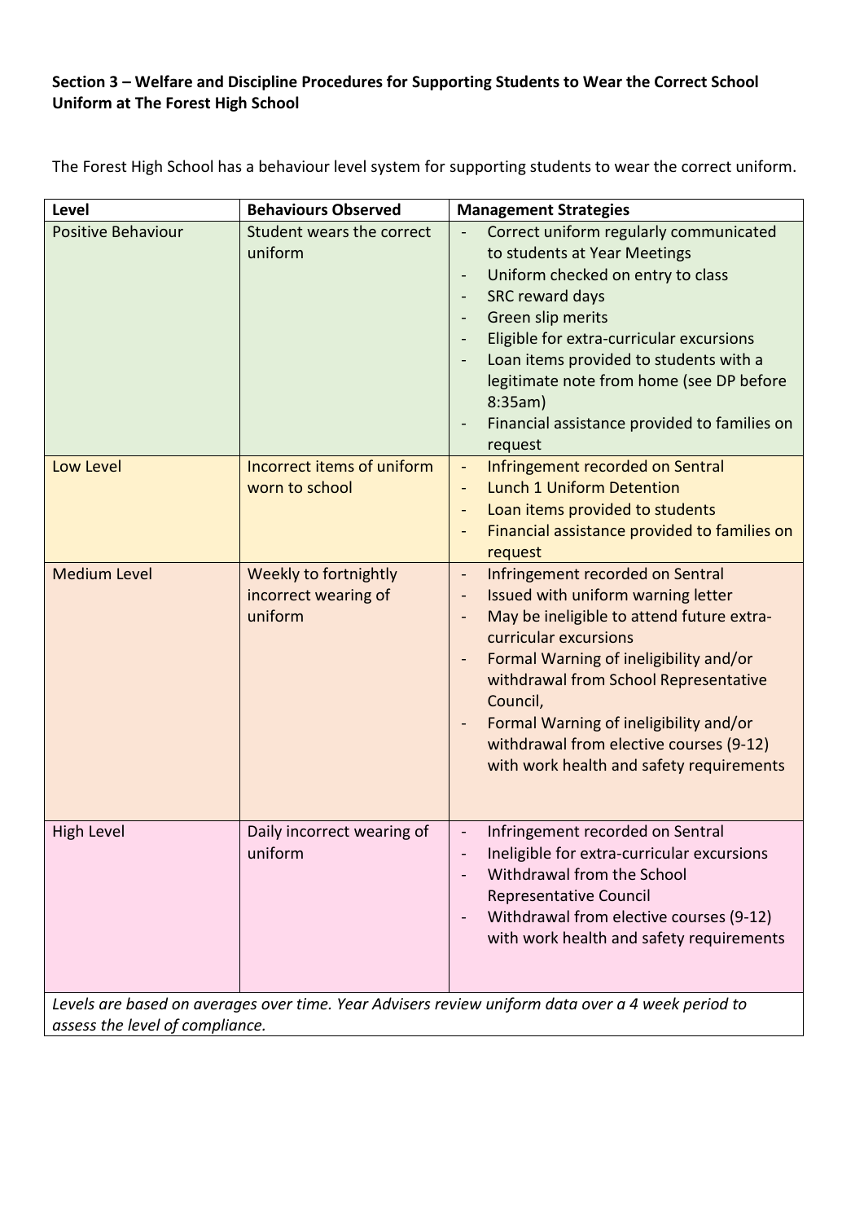**Section 3 – Welfare and Discipline Procedures for Supporting Students to Wear the Correct School Uniform at The Forest High School**

The Forest High School has a behaviour level system for supporting students to wear the correct uniform.

| Level | Behaviours Observed | Management Strategies |
|---|---|---|
| Positive Behaviour | Student wears the correct uniform | - Correct uniform regularly communicated to students at Year Meetings<br>- Uniform checked on entry to class<br>- SRC reward days<br>- Green slip merits<br>- Eligible for extra-curricular excursions<br>- Loan items provided to students with a legitimate note from home (see DP before 8:35am)<br>- Financial assistance provided to families on request |
| Low Level | Incorrect items of uniform worn to school | - Infringement recorded on Sentral<br>- Lunch 1 Uniform Detention<br>- Loan items provided to students<br>- Financial assistance provided to families on request |
| Medium Level | Weekly to fortnightly incorrect wearing of uniform | - Infringement recorded on Sentral<br>- Issued with uniform warning letter<br>- May be ineligible to attend future extra-curricular excursions<br>- Formal Warning of ineligibility and/or withdrawal from School Representative Council,<br>- Formal Warning of ineligibility and/or withdrawal from elective courses (9-12) with work health and safety requirements |
| High Level | Daily incorrect wearing of uniform | - Infringement recorded on Sentral<br>- Ineligible for extra-curricular excursions<br>- Withdrawal from the School Representative Council<br>- Withdrawal from elective courses (9-12) with work health and safety requirements |
| *Levels are based on averages over time. Year Advisers review uniform data over a 4 week period to assess the level of compliance.* | | |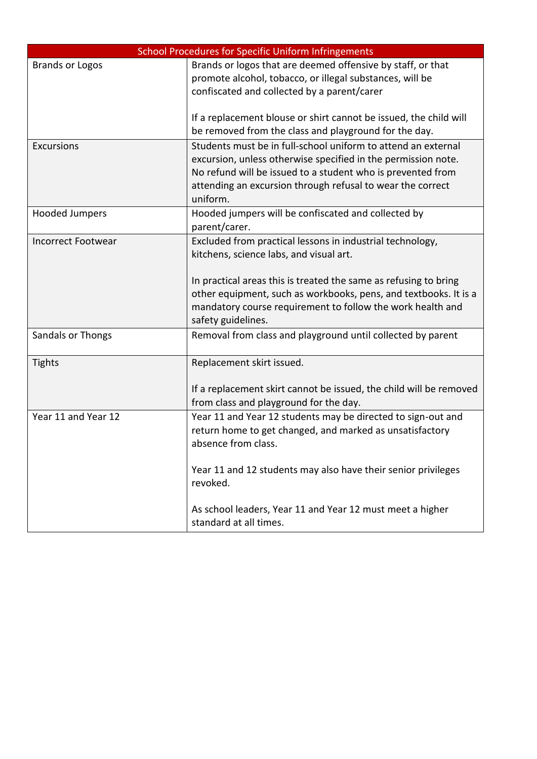| School Procedures for Specific Uniform Infringements | |
|---|---|
| Brands or Logos | Brands or logos that are deemed offensive by staff, or that promote alcohol, tobacco, or illegal substances, will be confiscated and collected by a parent/carer<br><br>If a replacement blouse or shirt cannot be issued, the child will be removed from the class and playground for the day. |
| Excursions | Students must be in full-school uniform to attend an external excursion, unless otherwise specified in the permission note. No refund will be issued to a student who is prevented from attending an excursion through refusal to wear the correct uniform. |
| Hooded Jumpers | Hooded jumpers will be confiscated and collected by parent/carer. |
| Incorrect Footwear | Excluded from practical lessons in industrial technology, kitchens, science labs, and visual art.<br><br>In practical areas this is treated the same as refusing to bring other equipment, such as workbooks, pens, and textbooks. It is a mandatory course requirement to follow the work health and safety guidelines. |
| Sandals or Thongs | Removal from class and playground until collected by parent |
| Tights | Replacement skirt issued.<br><br>If a replacement skirt cannot be issued, the child will be removed from class and playground for the day. |
| Year 11 and Year 12 | Year 11 and Year 12 students may be directed to sign-out and return home to get changed, and marked as unsatisfactory absence from class.<br><br>Year 11 and 12 students may also have their senior privileges revoked.<br><br>As school leaders, Year 11 and Year 12 must meet a higher standard at all times. |